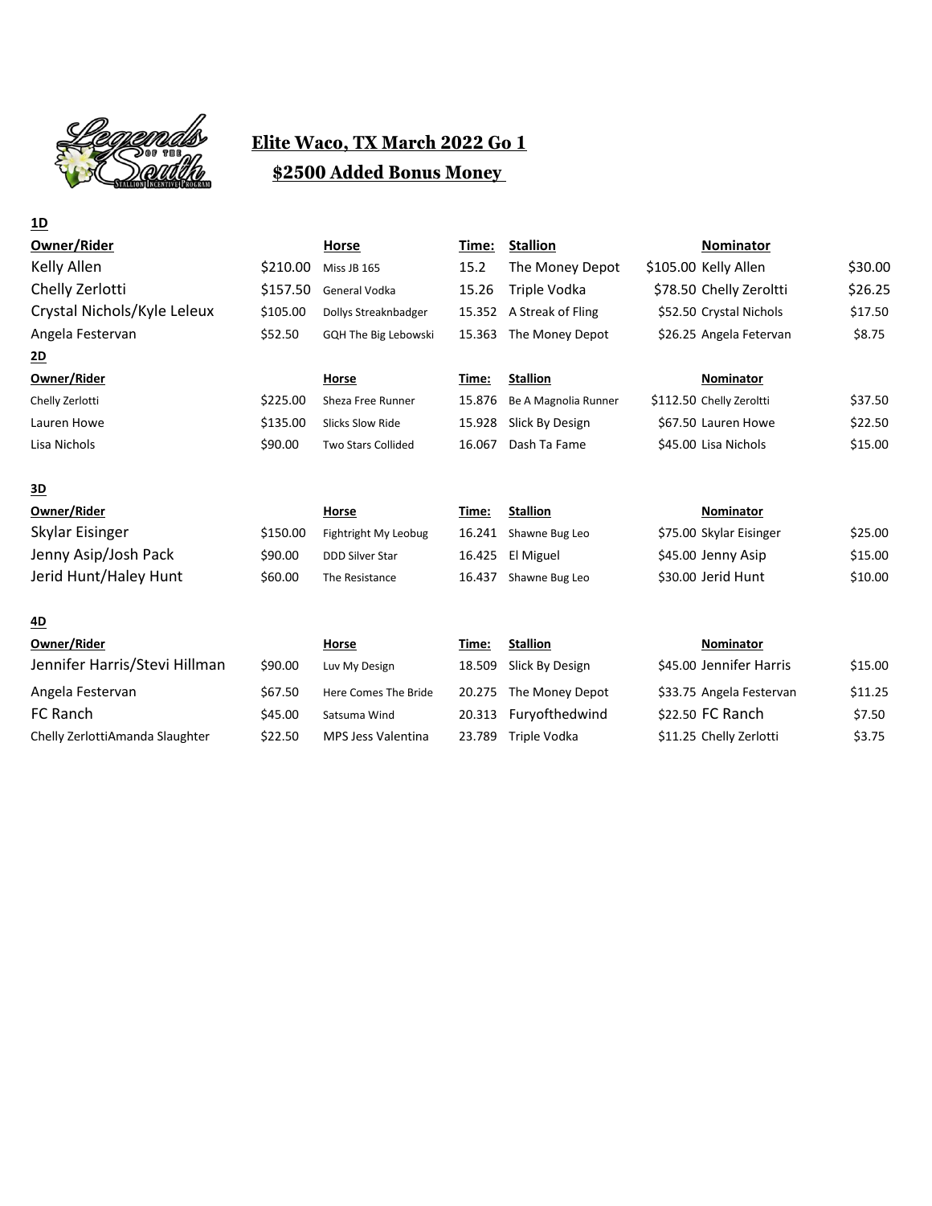# Elite Waco, TX March 2022 Go 1

## $2500 Added Bonus Money

**1D**

| Owner/Rider | | Horse | Time: | Stallion | | Nominator | |
|---|---|---|---|---|---|---|---|
| Kelly Allen | $210.00 | Miss JB 165 | 15.2 | The Money Depot | $105.00 | Kelly Allen | $30.00 |
| Chelly Zerlotti | $157.50 | General Vodka | 15.26 | Triple Vodka | $78.50 | Chelly Zeroltti | $26.25 |
| Crystal Nichols/Kyle Leleux | $105.00 | Dollys Streaknbadger | 15.352 | A Streak of Fling | $52.50 | Crystal Nichols | $17.50 |
| Angela Festervan | $52.50 | GQH The Big Lebowski | 15.363 | The Money Depot | $26.25 | Angela Fetervan | $8.75 |

**2D**

| Owner/Rider | | Horse | Time: | Stallion | | Nominator | |
|---|---|---|---|---|---|---|---|
| Chelly Zerlotti | $225.00 | Sheza Free Runner | 15.876 | Be A Magnolia Runner | $112.50 | Chelly Zerolti | $37.50 |
| Lauren Howe | $135.00 | Slicks Slow Ride | 15.928 | Slick By Design | $67.50 | Lauren Howe | $22.50 |
| Lisa Nichols | $90.00 | Two Stars Collided | 16.067 | Dash Ta Fame | $45.00 | Lisa Nichols | $15.00 |

**3D**

| Owner/Rider | | Horse | Time: | Stallion | | Nominator | |
|---|---|---|---|---|---|---|---|
| Skylar Eisinger | $150.00 | Fightright My Leobug | 16.241 | Shawne Bug Leo | $75.00 | Skylar Eisinger | $25.00 |
| Jenny Asip/Josh Pack | $90.00 | DDD Silver Star | 16.425 | El Miguel | $45.00 | Jenny Asip | $15.00 |
| Jerid Hunt/Haley Hunt | $60.00 | The Resistance | 16.437 | Shawne Bug Leo | $30.00 | Jerid Hunt | $10.00 |

**4D**

| Owner/Rider | | Horse | Time: | Stallion | | Nominator | |
|---|---|---|---|---|---|---|---|
| Jennifer Harris/Stevi Hillman | $90.00 | Luv My Design | 18.509 | Slick By Design | $45.00 | Jennifer Harris | $15.00 |
| Angela Festervan | $67.50 | Here Comes The Bride | 20.275 | The Money Depot | $33.75 | Angela Festervan | $11.25 |
| FC Ranch | $45.00 | Satsuma Wind | 20.313 | Furyofthedwind | $22.50 | FC Ranch | $7.50 |
| Chelly ZerlottiAmanda Slaughter | $22.50 | MPS Jess Valentina | 23.789 | Triple Vodka | $11.25 | Chelly Zerlotti | $3.75 |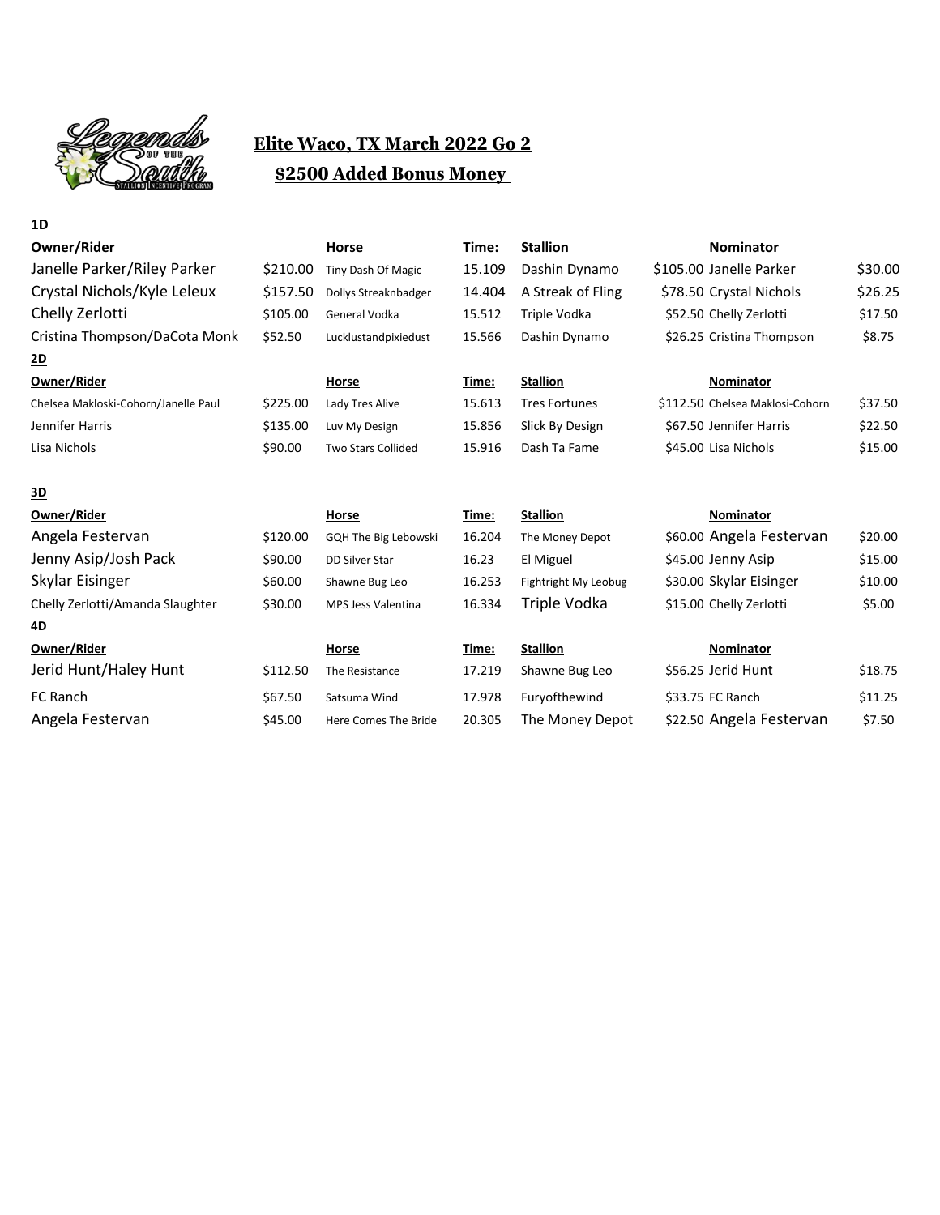## Elite Waco, TX March 2022 Go 2

## $2500 Added Bonus Money

**1D**

| Owner/Rider | | Horse | Time: | Stallion | | Nominator | |
|---|---|---|---|---|---|---|---|
| Janelle Parker/Riley Parker | $210.00 | Tiny Dash Of Magic | 15.109 | Dashin Dynamo | $105.00 | Janelle Parker | $30.00 |
| Crystal Nichols/Kyle Leleux | $157.50 | Dollys Streaknbadger | 14.404 | A Streak of Fling | $78.50 | Crystal Nichols | $26.25 |
| Chelly Zerlotti | $105.00 | General Vodka | 15.512 | Triple Vodka | $52.50 | Chelly Zerlotti | $17.50 |
| Cristina Thompson/DaCota Monk | $52.50 | Lucklustandpixiedust | 15.566 | Dashin Dynamo | $26.25 | Cristina Thompson | $8.75 |

**2D**

| Owner/Rider | | Horse | Time: | Stallion | | Nominator | |
|---|---|---|---|---|---|---|---|
| Chelsea Makloski-Cohorn/Janelle Paul | $225.00 | Lady Tres Alive | 15.613 | Tres Fortunes | $112.50 | Chelsea Maklosi-Cohorn | $37.50 |
| Jennifer Harris | $135.00 | Luv My Design | 15.856 | Slick By Design | $67.50 | Jennifer Harris | $22.50 |
| Lisa Nichols | $90.00 | Two Stars Collided | 15.916 | Dash Ta Fame | $45.00 | Lisa Nichols | $15.00 |

**3D**

| Owner/Rider | | Horse | Time: | Stallion | | Nominator | |
|---|---|---|---|---|---|---|---|
| Angela Festervan | $120.00 | GQH The Big Lebowski | 16.204 | The Money Depot | $60.00 | Angela Festervan | $20.00 |
| Jenny Asip/Josh Pack | $90.00 | DD Silver Star | 16.23 | El Miguel | $45.00 | Jenny Asip | $15.00 |
| Skylar Eisinger | $60.00 | Shawne Bug Leo | 16.253 | Fightright My Leobug | $30.00 | Skylar Eisinger | $10.00 |
| Chelly Zerlotti/Amanda Slaughter | $30.00 | MPS Jess Valentina | 16.334 | Triple Vodka | $15.00 | Chelly Zerlotti | $5.00 |

**4D**

| Owner/Rider | | Horse | Time: | Stallion | | Nominator | |
|---|---|---|---|---|---|---|---|
| Jerid Hunt/Haley Hunt | $112.50 | The Resistance | 17.219 | Shawne Bug Leo | $56.25 | Jerid Hunt | $18.75 |
| FC Ranch | $67.50 | Satsuma Wind | 17.978 | Furyofthewind | $33.75 | FC Ranch | $11.25 |
| Angela Festervan | $45.00 | Here Comes The Bride | 20.305 | The Money Depot | $22.50 | Angela Festervan | $7.50 |